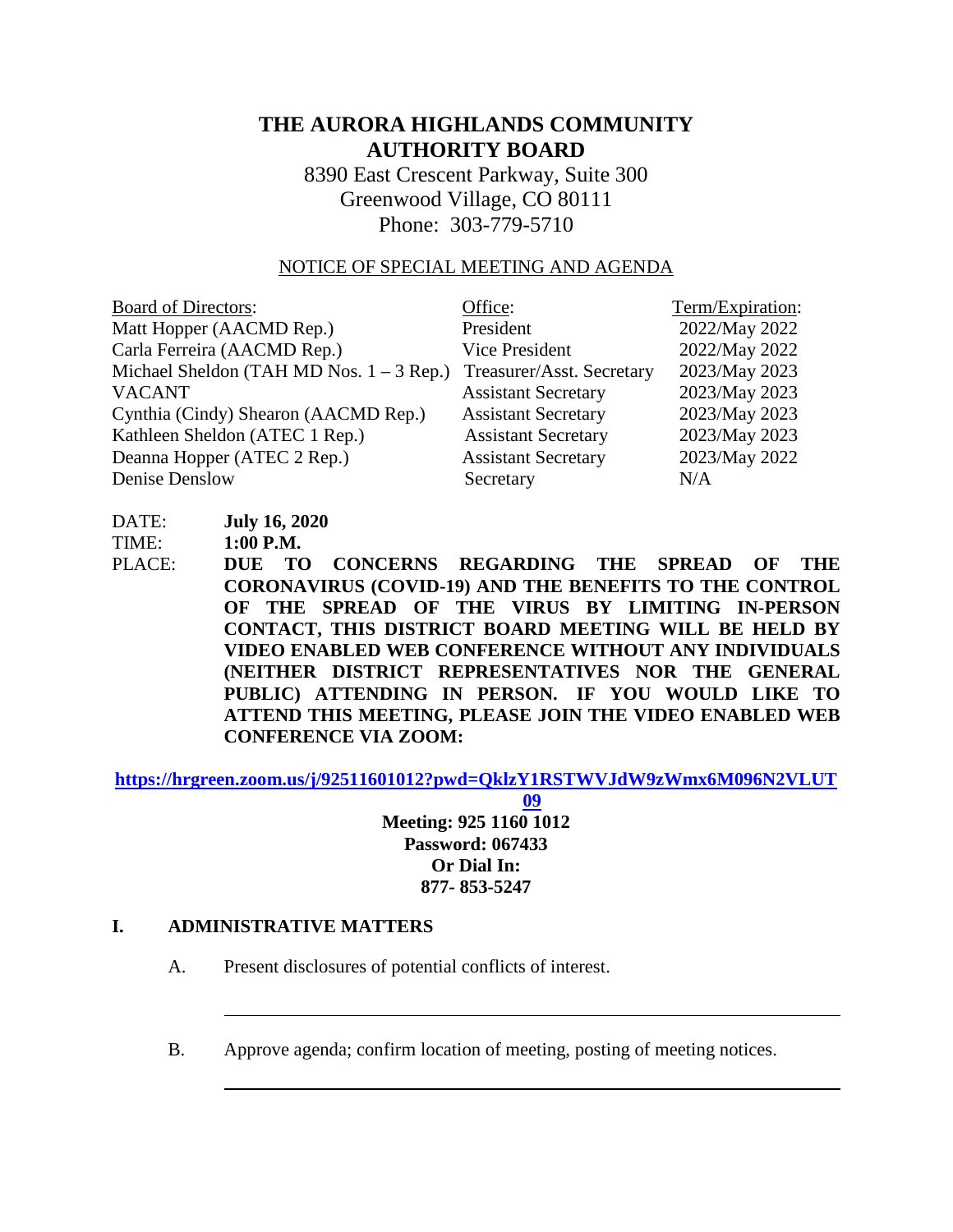# THE AURORA HIGHLANDS COMMUNITY AUTHORITY BOARD

8390 East Crescent Parkway, Suite 300
Greenwood Village, CO 80111
Phone: 303-779-5710

NOTICE OF SPECIAL MEETING AND AGENDA

| Board of Directors: | Office: | Term/Expiration: |
|---|---|---|
| Matt Hopper (AACMD Rep.) | President | 2022/May 2022 |
| Carla Ferreira (AACMD Rep.) | Vice President | 2022/May 2022 |
| Michael Sheldon (TAH MD Nos. 1 – 3 Rep.) | Treasurer/Asst. Secretary | 2023/May 2023 |
| VACANT | Assistant Secretary | 2023/May 2023 |
| Cynthia (Cindy) Shearon (AACMD Rep.) | Assistant Secretary | 2023/May 2023 |
| Kathleen Sheldon (ATEC 1 Rep.) | Assistant Secretary | 2023/May 2023 |
| Deanna Hopper (ATEC 2 Rep.) | Assistant Secretary | 2023/May 2022 |
| Denise Denslow | Secretary | N/A |

DATE: **July 16, 2020**

TIME: **1:00 P.M.**

PLACE: **DUE TO CONCERNS REGARDING THE SPREAD OF THE CORONAVIRUS (COVID-19) AND THE BENEFITS TO THE CONTROL OF THE SPREAD OF THE VIRUS BY LIMITING IN-PERSON CONTACT, THIS DISTRICT BOARD MEETING WILL BE HELD BY VIDEO ENABLED WEB CONFERENCE WITHOUT ANY INDIVIDUALS (NEITHER DISTRICT REPRESENTATIVES NOR THE GENERAL PUBLIC) ATTENDING IN PERSON. IF YOU WOULD LIKE TO ATTEND THIS MEETING, PLEASE JOIN THE VIDEO ENABLED WEB CONFERENCE VIA ZOOM:**

**https://hrgreen.zoom.us/j/92511601012?pwd=QklzY1RSTWVJdW9zWmx6M096N2VLUT09**

**Meeting: 925 1160 1012**
**Password: 067433**
**Or Dial In:**
**877- 853-5247**

## I. ADMINISTRATIVE MATTERS

A. Present disclosures of potential conflicts of interest.

______________________________________________________________

B. Approve agenda; confirm location of meeting, posting of meeting notices.

______________________________________________________________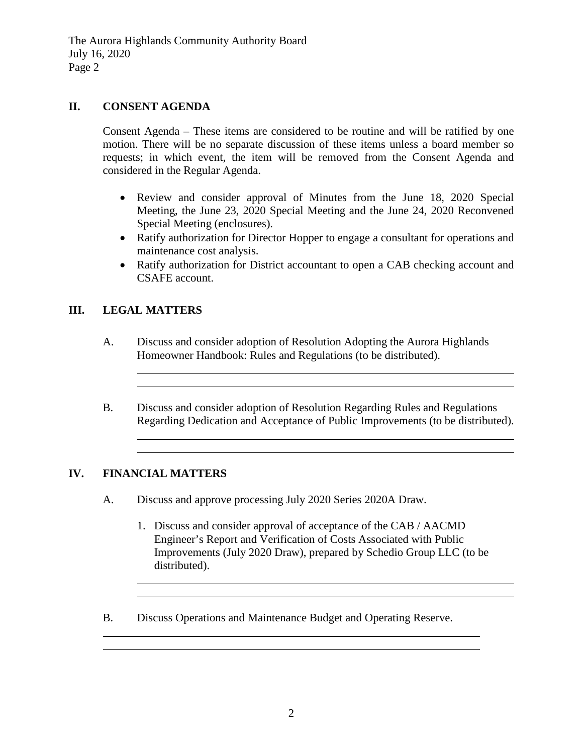## II. CONSENT AGENDA

Consent Agenda – These items are considered to be routine and will be ratified by one motion. There will be no separate discussion of these items unless a board member so requests; in which event, the item will be removed from the Consent Agenda and considered in the Regular Agenda.

- Review and consider approval of Minutes from the June 18, 2020 Special Meeting, the June 23, 2020 Special Meeting and the June 24, 2020 Reconvened Special Meeting (enclosures).
- Ratify authorization for Director Hopper to engage a consultant for operations and maintenance cost analysis.
- Ratify authorization for District accountant to open a CAB checking account and CSAFE account.

## III. LEGAL MATTERS

A. Discuss and consider adoption of Resolution Adopting the Aurora Highlands Homeowner Handbook: Rules and Regulations (to be distributed).

B. Discuss and consider adoption of Resolution Regarding Rules and Regulations Regarding Dedication and Acceptance of Public Improvements (to be distributed).

## IV. FINANCIAL MATTERS

A. Discuss and approve processing July 2020 Series 2020A Draw.

1. Discuss and consider approval of acceptance of the CAB / AACMD Engineer's Report and Verification of Costs Associated with Public Improvements (July 2020 Draw), prepared by Schedio Group LLC (to be distributed).

B. Discuss Operations and Maintenance Budget and Operating Reserve.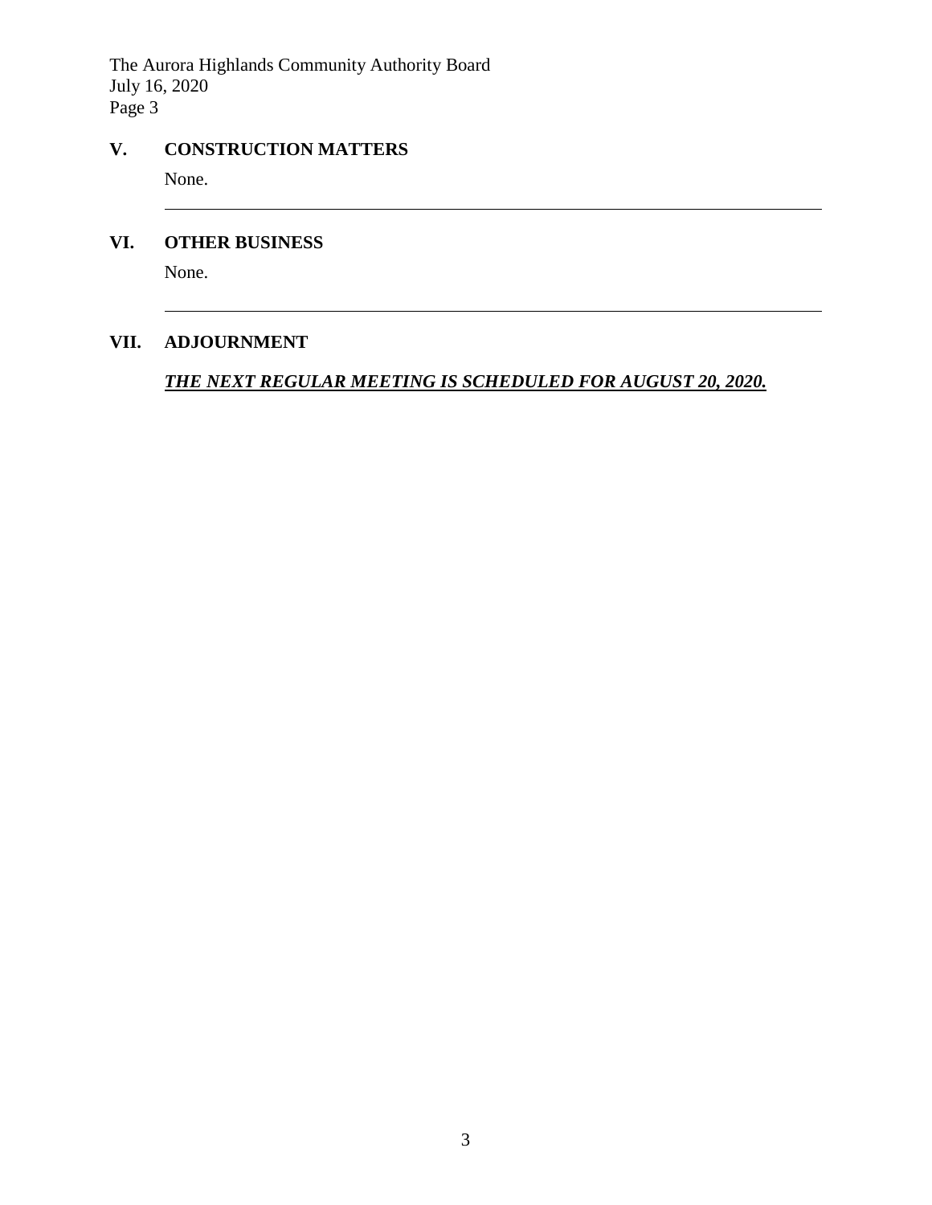## V. CONSTRUCTION MATTERS

None.

---

## VI. OTHER BUSINESS

None.

---

## VII. ADJOURNMENT

***THE NEXT REGULAR MEETING IS SCHEDULED FOR AUGUST 20, 2020.***